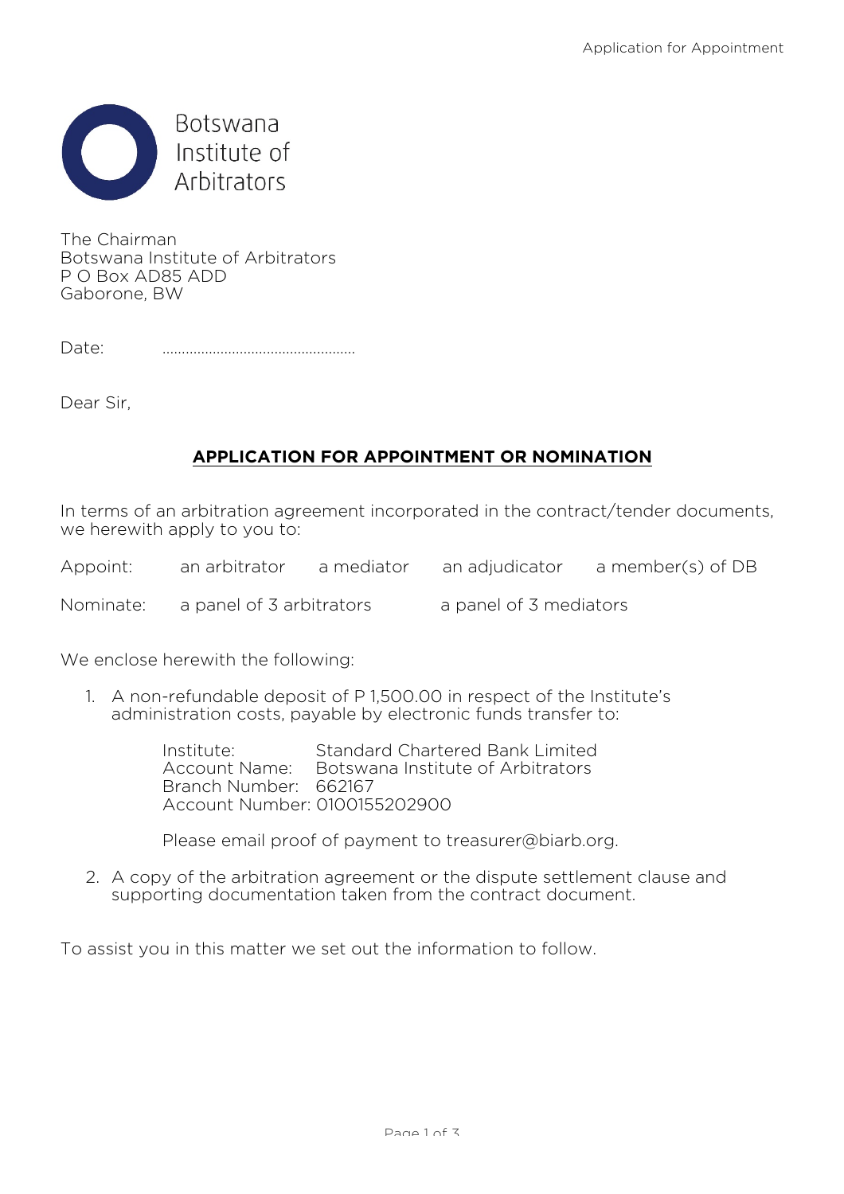Botswana Institute of Arbitrators

The Chairman
Botswana Institute of Arbitrators
P O Box AD85 ADD
Gaborone, BW

Date: ..................................................

Dear Sir,

## **APPLICATION FOR APPOINTMENT OR NOMINATION**

In terms of an arbitration agreement incorporated in the contract/tender documents, we herewith apply to you to:

Appoint: an arbitrator a mediator an adjudicator a member(s) of DB

Nominate: a panel of 3 arbitrators a panel of 3 mediators

We enclose herewith the following:

1. A non-refundable deposit of P 1,500.00 in respect of the Institute's administration costs, payable by electronic funds transfer to:

   Institute: Standard Chartered Bank Limited
   Account Name: Botswana Institute of Arbitrators
   Branch Number: 662167
   Account Number: 0100155202900

   Please email proof of payment to treasurer@biarb.org.

2. A copy of the arbitration agreement or the dispute settlement clause and supporting documentation taken from the contract document.

To assist you in this matter we set out the information to follow.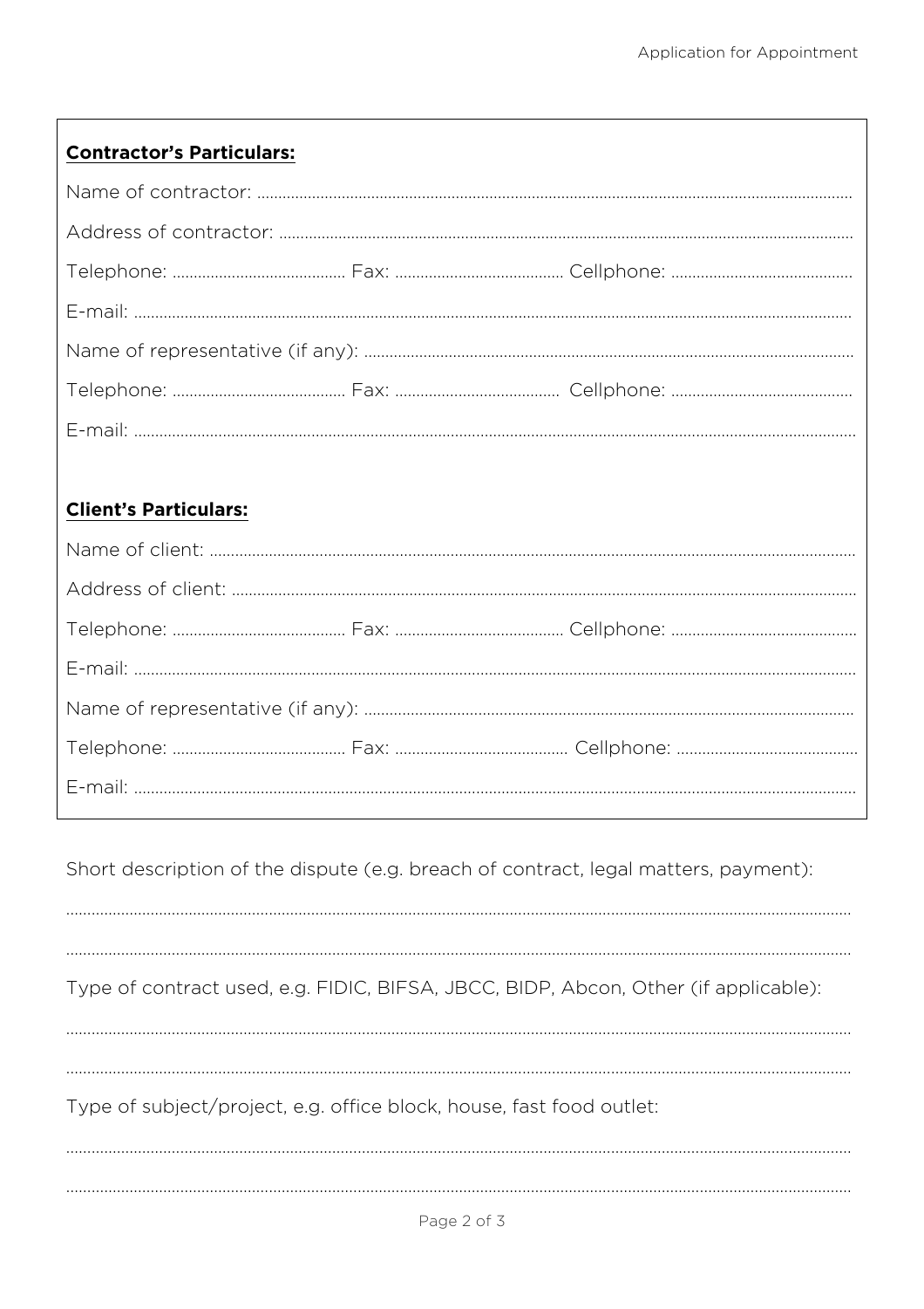**Contractor's Particulars:**

Name of contractor: ...........................................................................................................................................

Address of contractor: ......................................................................................................................................

Telephone: ......................................... Fax: ........................................ Cellphone: ...........................................

E-mail: ........................................................................................................................................................................

Name of representative (if any): ..................................................................................................................

Telephone: ......................................... Fax: ....................................... Cellphone: ...........................................

E-mail: ........................................................................................................................................................................

**Client's Particulars:**

Name of client: ......................................................................................................................................................

Address of client: .................................................................................................................................................

Telephone: ......................................... Fax: ........................................ Cellphone: ............................................

E-mail: ........................................................................................................................................................................

Name of representative (if any): ..................................................................................................................

Telephone: ......................................... Fax: ......................................... Cellphone: ...........................................

E-mail: ........................................................................................................................................................................

Short description of the dispute (e.g. breach of contract, legal matters, payment):

.........................................................................................................................................................................................

.........................................................................................................................................................................................

Type of contract used, e.g. FIDIC, BIFSA, JBCC, BIDP, Abcon, Other (if applicable):

.........................................................................................................................................................................................

.........................................................................................................................................................................................

Type of subject/project, e.g. office block, house, fast food outlet:

.........................................................................................................................................................................................

.........................................................................................................................................................................................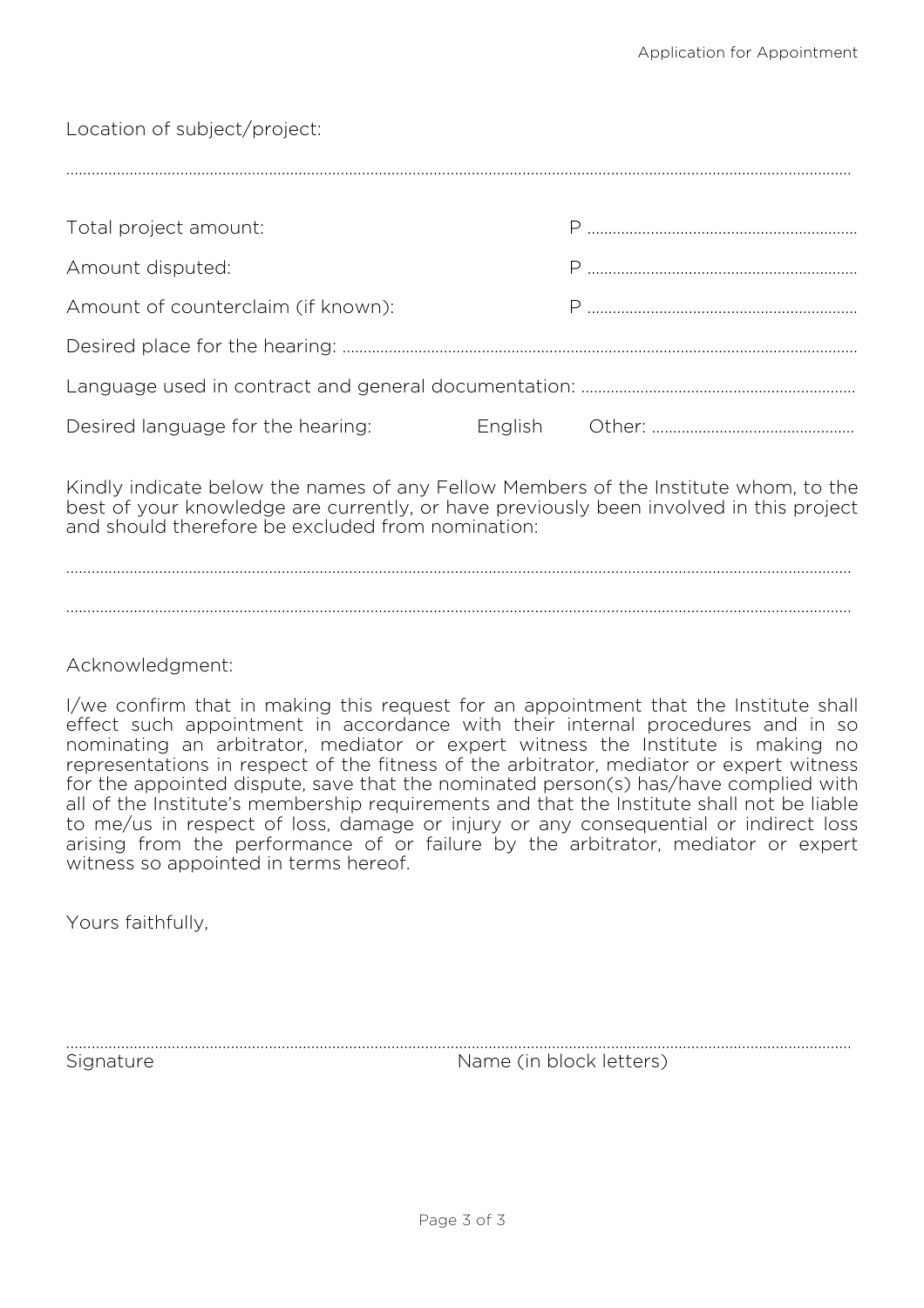Location of subject/project:

..........................................................................................................................................................................

Total project amount: P ..........................................................

Amount disputed: P ..........................................................

Amount of counterclaim (if known): P ..........................................................

Desired place for the hearing: ..........................................................................................................................

Language used in contract and general documentation: ..................................................................

Desired language for the hearing: English Other: ..................................................

Kindly indicate below the names of any Fellow Members of the Institute whom, to the best of your knowledge are currently, or have previously been involved in this project and should therefore be excluded from nomination:

..........................................................................................................................................................................

..........................................................................................................................................................................

Acknowledgment:

I/we confirm that in making this request for an appointment that the Institute shall effect such appointment in accordance with their internal procedures and in so nominating an arbitrator, mediator or expert witness the Institute is making no representations in respect of the fitness of the arbitrator, mediator or expert witness for the appointed dispute, save that the nominated person(s) has/have complied with all of the Institute's membership requirements and that the Institute shall not be liable to me/us in respect of loss, damage or injury or any consequential or indirect loss arising from the performance of or failure by the arbitrator, mediator or expert witness so appointed in terms hereof.

Yours faithfully,

..........................................................................................................................................................................

Signature Name (in block letters)